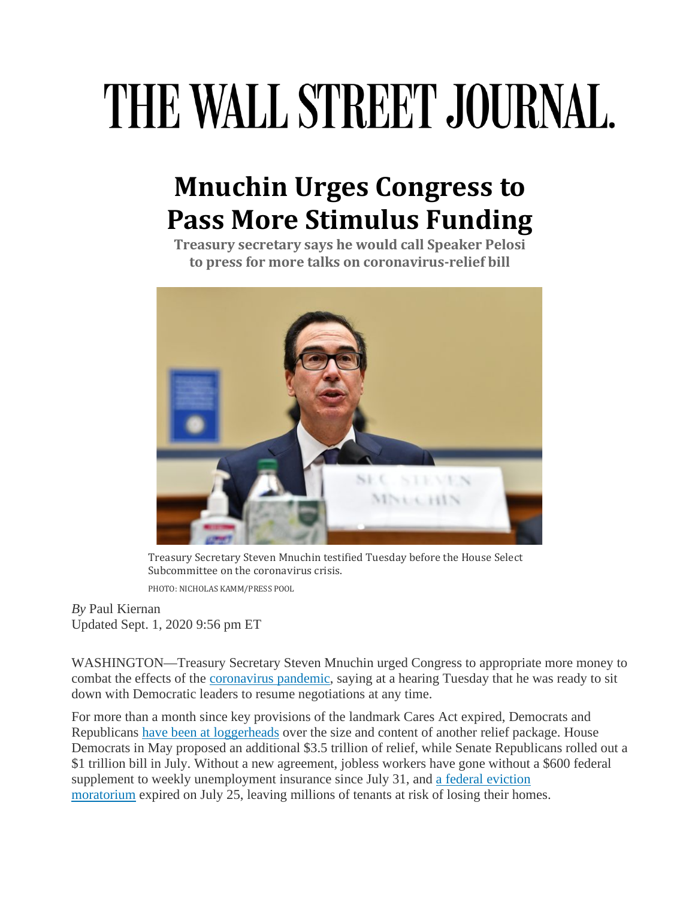# THE WALL STREET JOURNAL.

## Mnuchin Urges Congress to Pass More Stimulus Funding

**Treasury secretary says he would call Speaker Pelosi to press for more talks on coronavirus-relief bill**

Treasury Secretary Steven Mnuchin testified Tuesday before the House Select Subcommittee on the coronavirus crisis.

PHOTO: NICHOLAS KAMM/PRESS POOL

*By* Paul Kiernan
Updated Sept. 1, 2020 9:56 pm ET

WASHINGTON—Treasury Secretary Steven Mnuchin urged Congress to appropriate more money to combat the effects of the coronavirus pandemic, saying at a hearing Tuesday that he was ready to sit down with Democratic leaders to resume negotiations at any time.

For more than a month since key provisions of the landmark Cares Act expired, Democrats and Republicans have been at loggerheads over the size and content of another relief package. House Democrats in May proposed an additional $3.5 trillion of relief, while Senate Republicans rolled out a $1 trillion bill in July. Without a new agreement, jobless workers have gone without a $600 federal supplement to weekly unemployment insurance since July 31, and a federal eviction moratorium expired on July 25, leaving millions of tenants at risk of losing their homes.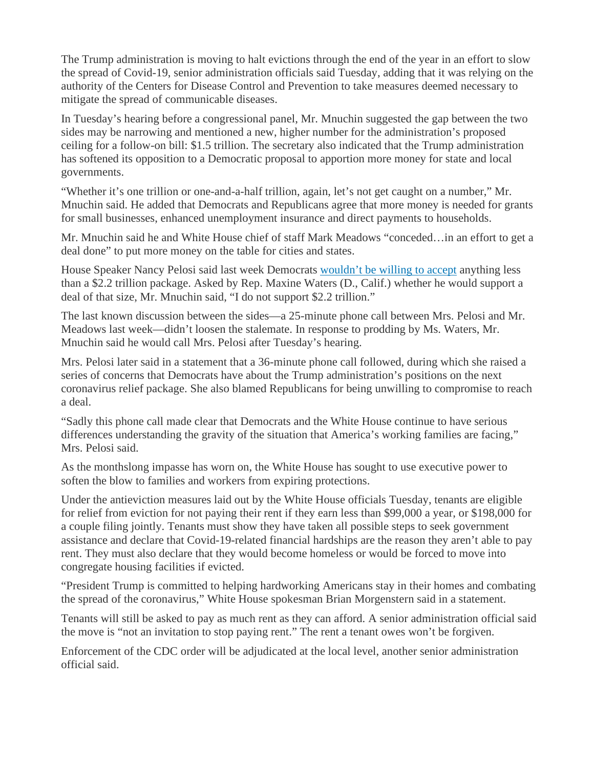The Trump administration is moving to halt evictions through the end of the year in an effort to slow the spread of Covid-19, senior administration officials said Tuesday, adding that it was relying on the authority of the Centers for Disease Control and Prevention to take measures deemed necessary to mitigate the spread of communicable diseases.

In Tuesday's hearing before a congressional panel, Mr. Mnuchin suggested the gap between the two sides may be narrowing and mentioned a new, higher number for the administration's proposed ceiling for a follow-on bill: $1.5 trillion. The secretary also indicated that the Trump administration has softened its opposition to a Democratic proposal to apportion more money for state and local governments.

"Whether it's one trillion or one-and-a-half trillion, again, let's not get caught on a number," Mr. Mnuchin said. He added that Democrats and Republicans agree that more money is needed for grants for small businesses, enhanced unemployment insurance and direct payments to households.

Mr. Mnuchin said he and White House chief of staff Mark Meadows "conceded…in an effort to get a deal done" to put more money on the table for cities and states.

House Speaker Nancy Pelosi said last week Democrats wouldn't be willing to accept anything less than a $2.2 trillion package. Asked by Rep. Maxine Waters (D., Calif.) whether he would support a deal of that size, Mr. Mnuchin said, "I do not support $2.2 trillion."

The last known discussion between the sides—a 25-minute phone call between Mrs. Pelosi and Mr. Meadows last week—didn't loosen the stalemate. In response to prodding by Ms. Waters, Mr. Mnuchin said he would call Mrs. Pelosi after Tuesday's hearing.

Mrs. Pelosi later said in a statement that a 36-minute phone call followed, during which she raised a series of concerns that Democrats have about the Trump administration's positions on the next coronavirus relief package. She also blamed Republicans for being unwilling to compromise to reach a deal.

"Sadly this phone call made clear that Democrats and the White House continue to have serious differences understanding the gravity of the situation that America's working families are facing," Mrs. Pelosi said.

As the monthslong impasse has worn on, the White House has sought to use executive power to soften the blow to families and workers from expiring protections.

Under the antieviction measures laid out by the White House officials Tuesday, tenants are eligible for relief from eviction for not paying their rent if they earn less than $99,000 a year, or $198,000 for a couple filing jointly. Tenants must show they have taken all possible steps to seek government assistance and declare that Covid-19-related financial hardships are the reason they aren't able to pay rent. They must also declare that they would become homeless or would be forced to move into congregate housing facilities if evicted.

"President Trump is committed to helping hardworking Americans stay in their homes and combating the spread of the coronavirus," White House spokesman Brian Morgenstern said in a statement.

Tenants will still be asked to pay as much rent as they can afford. A senior administration official said the move is "not an invitation to stop paying rent." The rent a tenant owes won't be forgiven.

Enforcement of the CDC order will be adjudicated at the local level, another senior administration official said.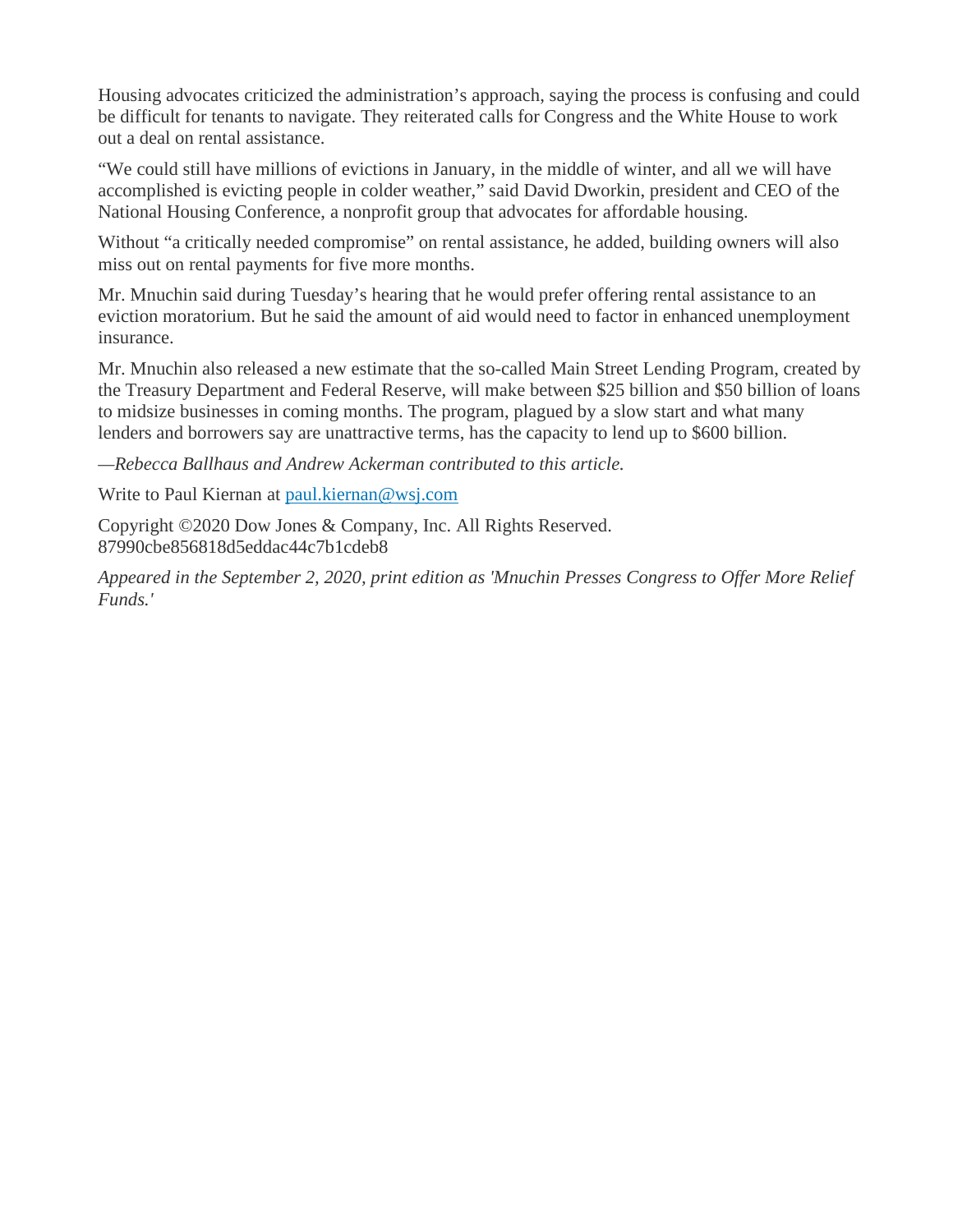Housing advocates criticized the administration's approach, saying the process is confusing and could be difficult for tenants to navigate. They reiterated calls for Congress and the White House to work out a deal on rental assistance.

"We could still have millions of evictions in January, in the middle of winter, and all we will have accomplished is evicting people in colder weather," said David Dworkin, president and CEO of the National Housing Conference, a nonprofit group that advocates for affordable housing.

Without "a critically needed compromise" on rental assistance, he added, building owners will also miss out on rental payments for five more months.

Mr. Mnuchin said during Tuesday's hearing that he would prefer offering rental assistance to an eviction moratorium. But he said the amount of aid would need to factor in enhanced unemployment insurance.

Mr. Mnuchin also released a new estimate that the so-called Main Street Lending Program, created by the Treasury Department and Federal Reserve, will make between $25 billion and $50 billion of loans to midsize businesses in coming months. The program, plagued by a slow start and what many lenders and borrowers say are unattractive terms, has the capacity to lend up to $600 billion.

*—Rebecca Ballhaus and Andrew Ackerman contributed to this article.*

Write to Paul Kiernan at paul.kiernan@wsj.com

Copyright ©2020 Dow Jones & Company, Inc. All Rights Reserved.
87990cbe856818d5eddac44c7b1cdeb8

*Appeared in the September 2, 2020, print edition as 'Mnuchin Presses Congress to Offer More Relief Funds.'*